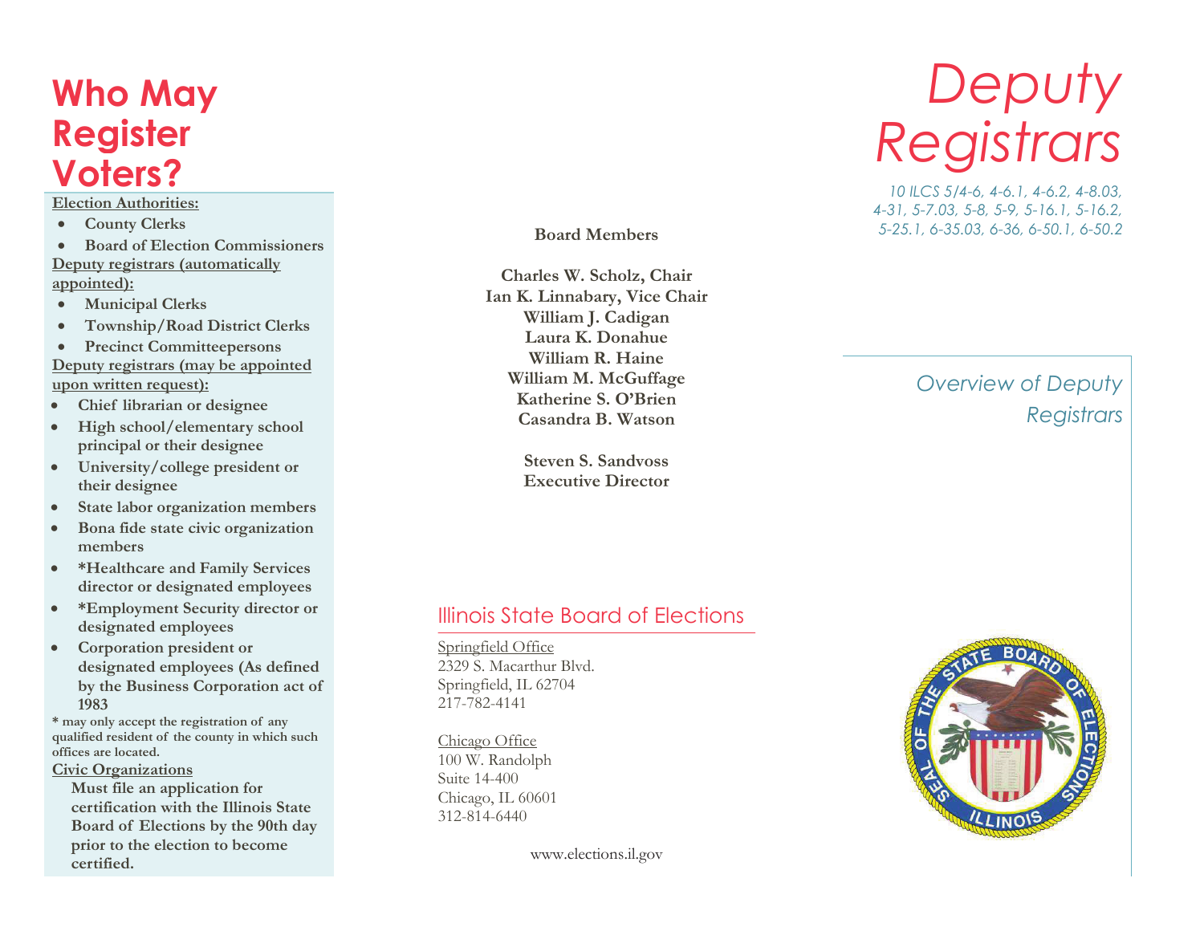# Who May Register Voters?

**Election Authorities:**

- **County Clerks**
- **Board of Election Commissioners**

**Deputy registrars (automatically appointed):**

- **Municipal Clerks**
- **Township/Road District Clerks**
- **Precinct Committeepersons**

**Deputy registrars (may be appointed upon written request):**

- **Chief librarian or designee**
- **High school/elementary school principal or their designee**
- **University/college president or their designee**
- **State labor organization members**
- **Bona fide state civic organization members**
- **\*Healthcare and Family Services director or designated employees**
- **\*Employment Security director or designated employees**
- **Corporation president or designated employees (As defined by the Business Corporation act of 1983**

**\* may only accept the registration of any qualified resident of the county in which such offices are located.**

**Civic Organizations**

**Must file an application for certification with the Illinois State Board of Elections by the 90th day prior to the election to become certified.**

**Board Members**

**Charles W. Scholz, Chair**
**Ian K. Linnabary, Vice Chair**
**William J. Cadigan**
**Laura K. Donahue**
**William R. Haine**
**William M. McGuffage**
**Katherine S. O'Brien**
**Casandra B. Watson**

**Steven S. Sandvoss**
**Executive Director**

## Illinois State Board of Elections

Springfield Office
2329 S. Macarthur Blvd.
Springfield, IL 62704
217-782-4141

Chicago Office
100 W. Randolph
Suite 14-400
Chicago, IL 60601
312-814-6440

www.elections.il.gov

# *Deputy Registrars*

*10 ILCS 5/4-6, 4-6.1, 4-6.2, 4-8.03, 4-31, 5-7.03, 5-8, 5-9, 5-16.1, 5-16.2, 5-25.1, 6-35.03, 6-36, 6-50.1, 6-50.2*

*Overview of Deputy Registrars*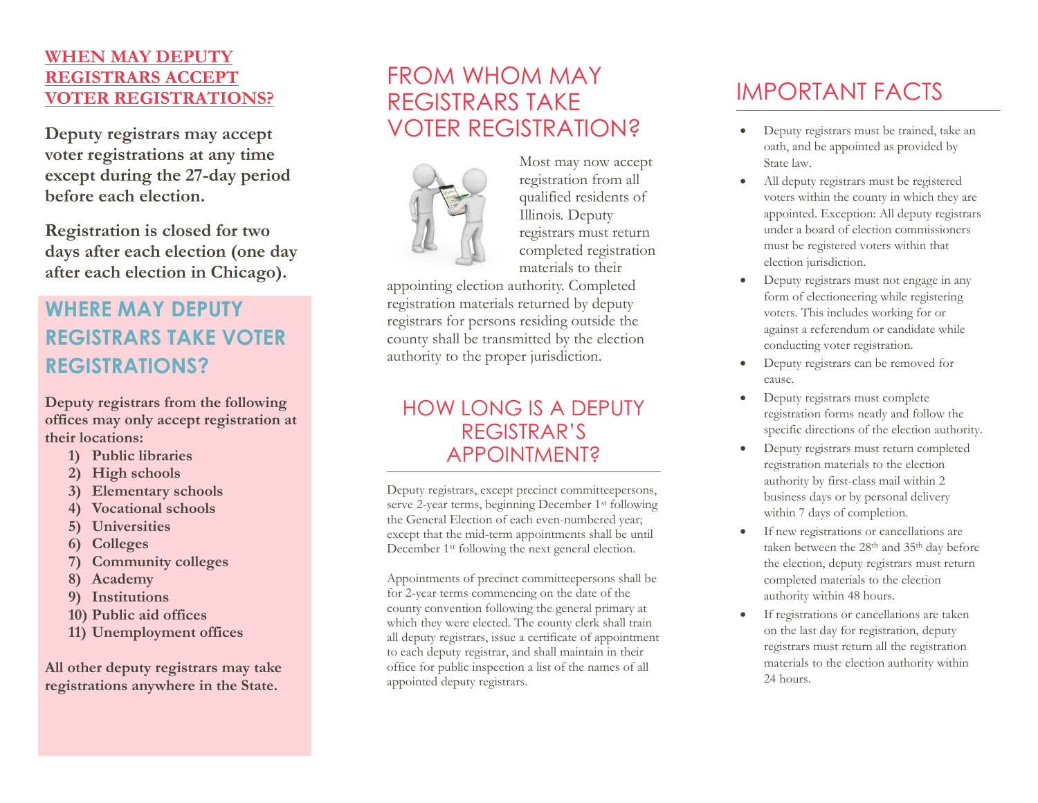## WHEN MAY DEPUTY REGISTRARS ACCEPT VOTER REGISTRATIONS?

**Deputy registrars may accept voter registrations at any time except during the 27-day period before each election.**

**Registration is closed for two days after each election (one day after each election in Chicago).**

## WHERE MAY DEPUTY REGISTRARS TAKE VOTER REGISTRATIONS?

**Deputy registrars from the following offices may only accept registration at their locations:**

1) **Public libraries**
2) **High schools**
3) **Elementary schools**
4) **Vocational schools**
5) **Universities**
6) **Colleges**
7) **Community colleges**
8) **Academy**
9) **Institutions**
10) **Public aid offices**
11) **Unemployment offices**

**All other deputy registrars may take registrations anywhere in the State.**

## FROM WHOM MAY REGISTRARS TAKE VOTER REGISTRATION?

Most may now accept registration from all qualified residents of Illinois. Deputy registrars must return completed registration materials to their appointing election authority. Completed registration materials returned by deputy registrars for persons residing outside the county shall be transmitted by the election authority to the proper jurisdiction.

## HOW LONG IS A DEPUTY REGISTRAR'S APPOINTMENT?

Deputy registrars, except precinct committeepersons, serve 2-year terms, beginning December 1st following the General Election of each even-numbered year; except that the mid-term appointments shall be until December 1st following the next general election.

Appointments of precinct committeepersons shall be for 2-year terms commencing on the date of the county convention following the general primary at which they were elected. The county clerk shall train all deputy registrars, issue a certificate of appointment to each deputy registrar, and shall maintain in their office for public inspection a list of the names of all appointed deputy registrars.

## IMPORTANT FACTS

- Deputy registrars must be trained, take an oath, and be appointed as provided by State law.
- All deputy registrars must be registered voters within the county in which they are appointed. Exception: All deputy registrars under a board of election commissioners must be registered voters within that election jurisdiction.
- Deputy registrars must not engage in any form of electioneering while registering voters. This includes working for or against a referendum or candidate while conducting voter registration.
- Deputy registrars can be removed for cause.
- Deputy registrars must complete registration forms neatly and follow the specific directions of the election authority.
- Deputy registrars must return completed registration materials to the election authority by first-class mail within 2 business days or by personal delivery within 7 days of completion.
- If new registrations or cancellations are taken between the 28th and 35th day before the election, deputy registrars must return completed materials to the election authority within 48 hours.
- If registrations or cancellations are taken on the last day for registration, deputy registrars must return all the registration materials to the election authority within 24 hours.